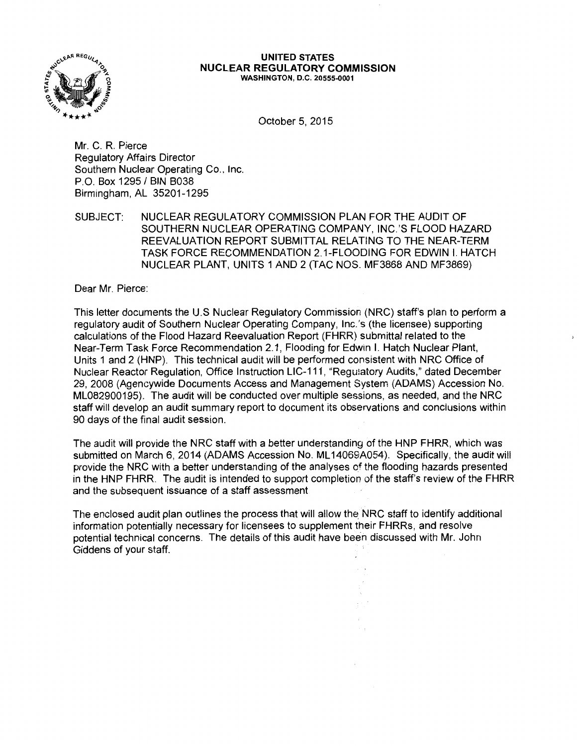**UNITED STATES**
**NUCLEAR REGULATORY COMMISSION**
WASHINGTON, D.C. 20555-0001

October 5, 2015

Mr. C. R. Pierce
Regulatory Affairs Director
Southern Nuclear Operating Co., Inc.
P.O. Box 1295 / BIN B038
Birmingham, AL 35201-1295

SUBJECT: NUCLEAR REGULATORY COMMISSION PLAN FOR THE AUDIT OF SOUTHERN NUCLEAR OPERATING COMPANY, INC.'S FLOOD HAZARD REEVALUATION REPORT SUBMITTAL RELATING TO THE NEAR-TERM TASK FORCE RECOMMENDATION 2.1-FLOODING FOR EDWIN I. HATCH NUCLEAR PLANT, UNITS 1 AND 2 (TAC NOS. MF3868 AND MF3869)

Dear Mr. Pierce:

This letter documents the U.S Nuclear Regulatory Commission (NRC) staff's plan to perform a regulatory audit of Southern Nuclear Operating Company, Inc.'s (the licensee) supporting calculations of the Flood Hazard Reevaluation Report (FHRR) submittal related to the Near-Term Task Force Recommendation 2.1, Flooding for Edwin I. Hatch Nuclear Plant, Units 1 and 2 (HNP). This technical audit will be performed consistent with NRC Office of Nuclear Reactor Regulation, Office Instruction LIC-111, "Regulatory Audits," dated December 29, 2008 (Agencywide Documents Access and Management System (ADAMS) Accession No. ML082900195). The audit will be conducted over multiple sessions, as needed, and the NRC staff will develop an audit summary report to document its observations and conclusions within 90 days of the final audit session.

The audit will provide the NRC staff with a better understanding of the HNP FHRR, which was submitted on March 6, 2014 (ADAMS Accession No. ML14069A054). Specifically, the audit will provide the NRC with a better understanding of the analyses of the flooding hazards presented in the HNP FHRR. The audit is intended to support completion of the staff's review of the FHRR and the subsequent issuance of a staff assessment

The enclosed audit plan outlines the process that will allow the NRC staff to identify additional information potentially necessary for licensees to supplement their FHRRs, and resolve potential technical concerns. The details of this audit have been discussed with Mr. John Giddens of your staff.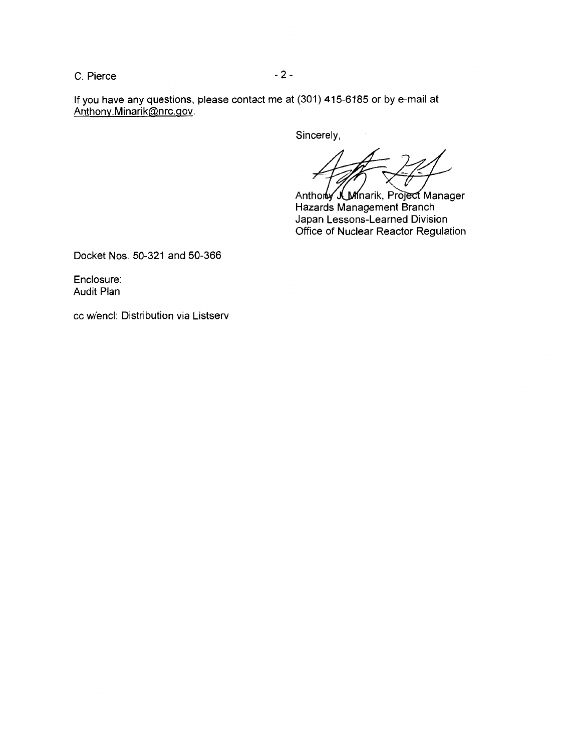If you have any questions, please contact me at (301) 415-6185 or by e-mail at Anthony.Minarik@nrc.gov.

Sincerely,

Anthony J. Minarik, Project Manager
Hazards Management Branch
Japan Lessons-Learned Division
Office of Nuclear Reactor Regulation

Docket Nos. 50-321 and 50-366

Enclosure:
Audit Plan

cc w/encl: Distribution via Listserv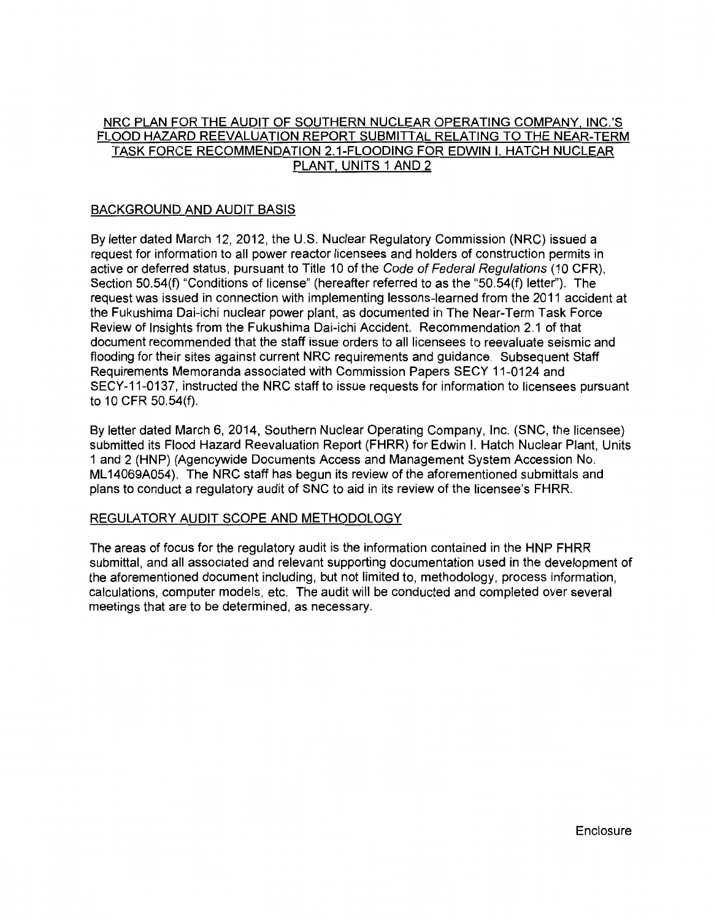# NRC PLAN FOR THE AUDIT OF SOUTHERN NUCLEAR OPERATING COMPANY, INC.'S FLOOD HAZARD REEVALUATION REPORT SUBMITTAL RELATING TO THE NEAR-TERM TASK FORCE RECOMMENDATION 2.1-FLOODING FOR EDWIN I. HATCH NUCLEAR PLANT, UNITS 1 AND 2

## BACKGROUND AND AUDIT BASIS

By letter dated March 12, 2012, the U.S. Nuclear Regulatory Commission (NRC) issued a request for information to all power reactor licensees and holders of construction permits in active or deferred status, pursuant to Title 10 of the *Code of Federal Regulations* (10 CFR), Section 50.54(f) "Conditions of license" (hereafter referred to as the "50.54(f) letter"). The request was issued in connection with implementing lessons-learned from the 2011 accident at the Fukushima Dai-ichi nuclear power plant, as documented in The Near-Term Task Force Review of Insights from the Fukushima Dai-ichi Accident. Recommendation 2.1 of that document recommended that the staff issue orders to all licensees to reevaluate seismic and flooding for their sites against current NRC requirements and guidance. Subsequent Staff Requirements Memoranda associated with Commission Papers SECY 11-0124 and SECY-11-0137, instructed the NRC staff to issue requests for information to licensees pursuant to 10 CFR 50.54(f).

By letter dated March 6, 2014, Southern Nuclear Operating Company, Inc. (SNC, the licensee) submitted its Flood Hazard Reevaluation Report (FHRR) for Edwin I. Hatch Nuclear Plant, Units 1 and 2 (HNP) (Agencywide Documents Access and Management System Accession No. ML14069A054). The NRC staff has begun its review of the aforementioned submittals and plans to conduct a regulatory audit of SNC to aid in its review of the licensee's FHRR.

## REGULATORY AUDIT SCOPE AND METHODOLOGY

The areas of focus for the regulatory audit is the information contained in the HNP FHRR submittal, and all associated and relevant supporting documentation used in the development of the aforementioned document including, but not limited to, methodology, process information, calculations, computer models, etc. The audit will be conducted and completed over several meetings that are to be determined, as necessary.

Enclosure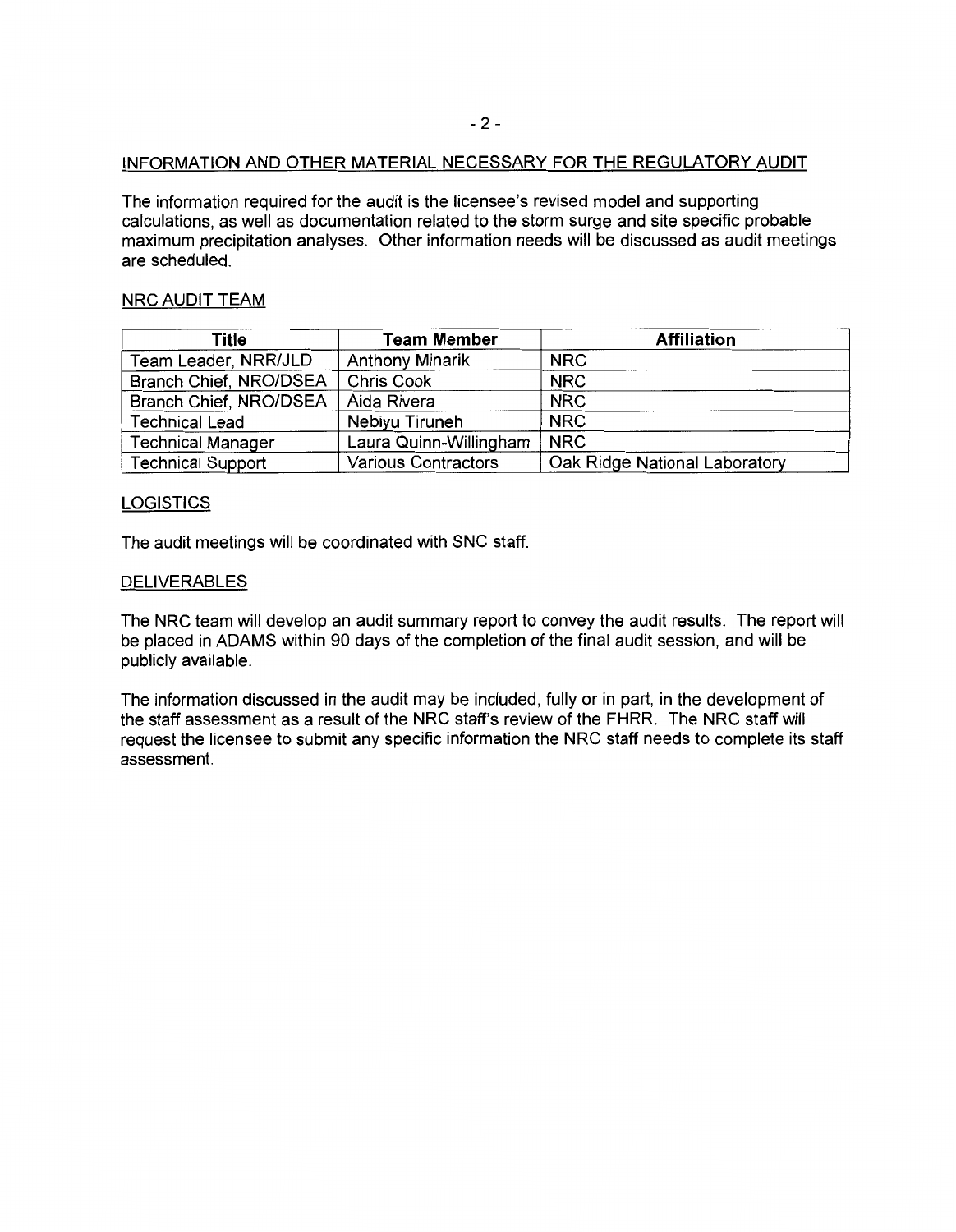## INFORMATION AND OTHER MATERIAL NECESSARY FOR THE REGULATORY AUDIT

The information required for the audit is the licensee's revised model and supporting calculations, as well as documentation related to the storm surge and site specific probable maximum precipitation analyses. Other information needs will be discussed as audit meetings are scheduled.

## NRC AUDIT TEAM

| Title | Team Member | Affiliation |
|---|---|---|
| Team Leader, NRR/JLD | Anthony Minarik | NRC |
| Branch Chief, NRO/DSEA | Chris Cook | NRC |
| Branch Chief, NRO/DSEA | Aida Rivera | NRC |
| Technical Lead | Nebiyu Tiruneh | NRC |
| Technical Manager | Laura Quinn-Willingham | NRC |
| Technical Support | Various Contractors | Oak Ridge National Laboratory |

## LOGISTICS

The audit meetings will be coordinated with SNC staff.

## DELIVERABLES

The NRC team will develop an audit summary report to convey the audit results. The report will be placed in ADAMS within 90 days of the completion of the final audit session, and will be publicly available.

The information discussed in the audit may be included, fully or in part, in the development of the staff assessment as a result of the NRC staff's review of the FHRR. The NRC staff will request the licensee to submit any specific information the NRC staff needs to complete its staff assessment.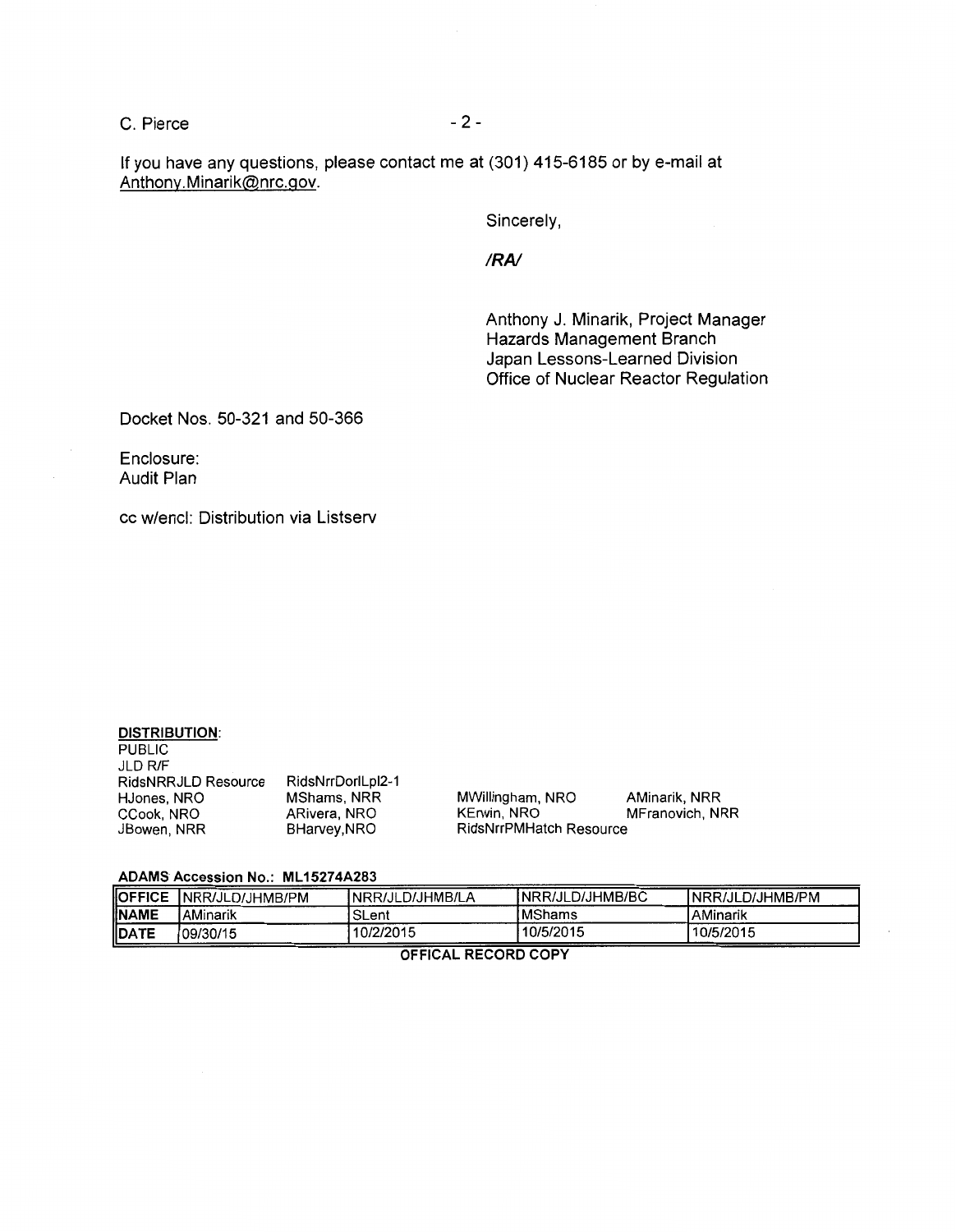C. Pierce

If you have any questions, please contact me at (301) 415-6185 or by e-mail at Anthony.Minarik@nrc.gov.

Sincerely,

*/RA/*

Anthony J. Minarik, Project Manager
Hazards Management Branch
Japan Lessons-Learned Division
Office of Nuclear Reactor Regulation

Docket Nos. 50-321 and 50-366

Enclosure:
Audit Plan

cc w/encl: Distribution via Listserv

**DISTRIBUTION**:
PUBLIC
JLD R/F

| | | | |
|---|---|---|---|
| RidsNRRJLD Resource | RidsNrrDorlLpl2-1 | | |
| HJones, NRO | MShams, NRR | MWillingham, NRO | AMinarik, NRR |
| CCook, NRO | ARivera, NRO | KErwin, NRO | MFranovich, NRR |
| JBowen, NRR | BHarvey,NRO | RidsNrrPMHatch Resource | |

**ADAMS Accession No.: ML15274A283**

| OFFICE | NRR/JLD/JHMB/PM | NRR/JLD/JHMB/LA | NRR/JLD/JHMB/BC | NRR/JLD/JHMB/PM |
|---|---|---|---|---|
| NAME | AMinarik | SLent | MShams | AMinarik |
| DATE | 09/30/15 | 10/2/2015 | 10/5/2015 | 10/5/2015 |

**OFFICAL RECORD COPY**